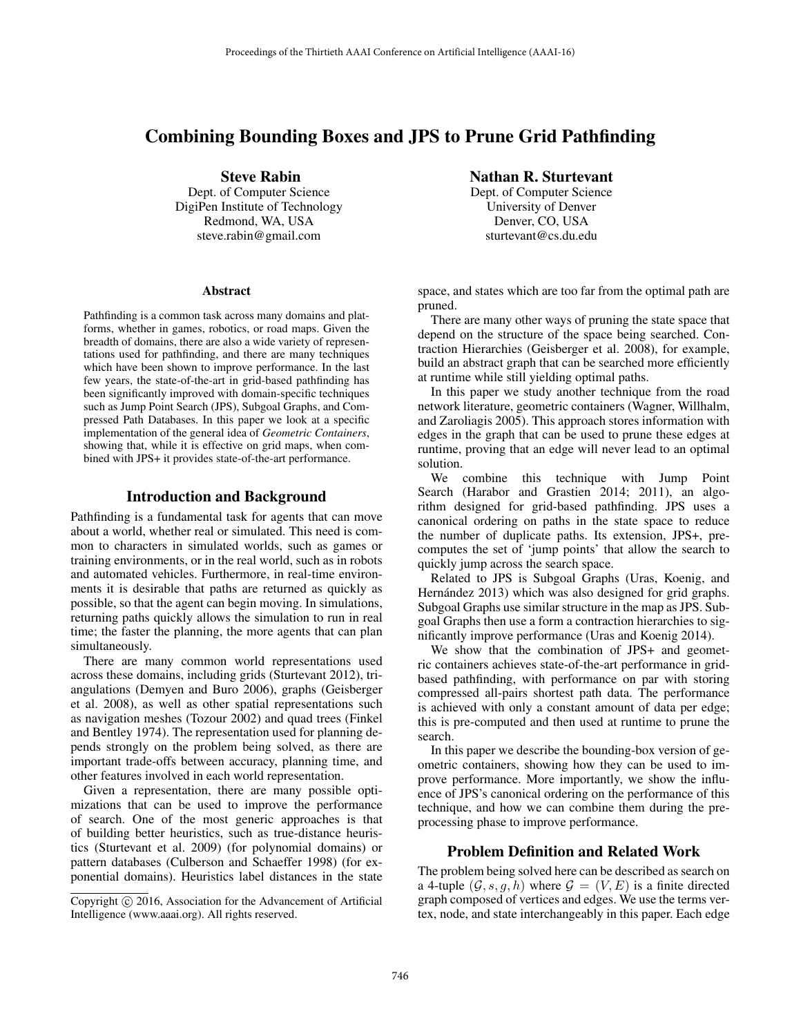# Combining Bounding Boxes and JPS to Prune Grid Pathfinding

**Steve Rabin**
Dept. of Computer Science
DigiPen Institute of Technology
Redmond, WA, USA
steve.rabin@gmail.com

**Nathan R. Sturtevant**
Dept. of Computer Science
University of Denver
Denver, CO, USA
sturtevant@cs.du.edu

### Abstract

Pathfinding is a common task across many domains and platforms, whether in games, robotics, or road maps. Given the breadth of domains, there are also a wide variety of representations used for pathfinding, and there are many techniques which have been shown to improve performance. In the last few years, the state-of-the-art in grid-based pathfinding has been significantly improved with domain-specific techniques such as Jump Point Search (JPS), Subgoal Graphs, and Compressed Path Databases. In this paper we look at a specific implementation of the general idea of *Geometric Containers*, showing that, while it is effective on grid maps, when combined with JPS+ it provides state-of-the-art performance.

## Introduction and Background

Pathfinding is a fundamental task for agents that can move about a world, whether real or simulated. This need is common to characters in simulated worlds, such as games or training environments, or in the real world, such as in robots and automated vehicles. Furthermore, in real-time environments it is desirable that paths are returned as quickly as possible, so that the agent can begin moving. In simulations, returning paths quickly allows the simulation to run in real time; the faster the planning, the more agents that can plan simultaneously.

There are many common world representations used across these domains, including grids (Sturtevant 2012), triangulations (Demyen and Buro 2006), graphs (Geisberger et al. 2008), as well as other spatial representations such as navigation meshes (Tozour 2002) and quad trees (Finkel and Bentley 1974). The representation used for planning depends strongly on the problem being solved, as there are important trade-offs between accuracy, planning time, and other features involved in each world representation.

Given a representation, there are many possible optimizations that can be used to improve the performance of search. One of the most generic approaches is that of building better heuristics, such as true-distance heuristics (Sturtevant et al. 2009) (for polynomial domains) or pattern databases (Culberson and Schaeffer 1998) (for exponential domains). Heuristics label distances in the state space, and states which are too far from the optimal path are pruned.

There are many other ways of pruning the state space that depend on the structure of the space being searched. Contraction Hierarchies (Geisberger et al. 2008), for example, build an abstract graph that can be searched more efficiently at runtime while still yielding optimal paths.

In this paper we study another technique from the road network literature, geometric containers (Wagner, Willhalm, and Zaroliagis 2005). This approach stores information with edges in the graph that can be used to prune these edges at runtime, proving that an edge will never lead to an optimal solution.

We combine this technique with Jump Point Search (Harabor and Grastien 2014; 2011), an algorithm designed for grid-based pathfinding. JPS uses a canonical ordering on paths in the state space to reduce the number of duplicate paths. Its extension, JPS+, precomputes the set of 'jump points' that allow the search to quickly jump across the search space.

Related to JPS is Subgoal Graphs (Uras, Koenig, and Hernández 2013) which was also designed for grid graphs. Subgoal Graphs use similar structure in the map as JPS. Subgoal Graphs then use a form a contraction hierarchies to significantly improve performance (Uras and Koenig 2014).

We show that the combination of JPS+ and geometric containers achieves state-of-the-art performance in grid-based pathfinding, with performance on par with storing compressed all-pairs shortest path data. The performance is achieved with only a constant amount of data per edge; this is pre-computed and then used at runtime to prune the search.

In this paper we describe the bounding-box version of geometric containers, showing how they can be used to improve performance. More importantly, we show the influence of JPS's canonical ordering on the performance of this technique, and how we can combine them during the preprocessing phase to improve performance.

## Problem Definition and Related Work

The problem being solved here can be described as search on a 4-tuple $(\mathcal{G}, s, g, h)$ where $\mathcal{G} = (V, E)$ is a finite directed graph composed of vertices and edges. We use the terms vertex, node, and state interchangeably in this paper. Each edge

Copyright © 2016, Association for the Advancement of Artificial Intelligence (www.aaai.org). All rights reserved.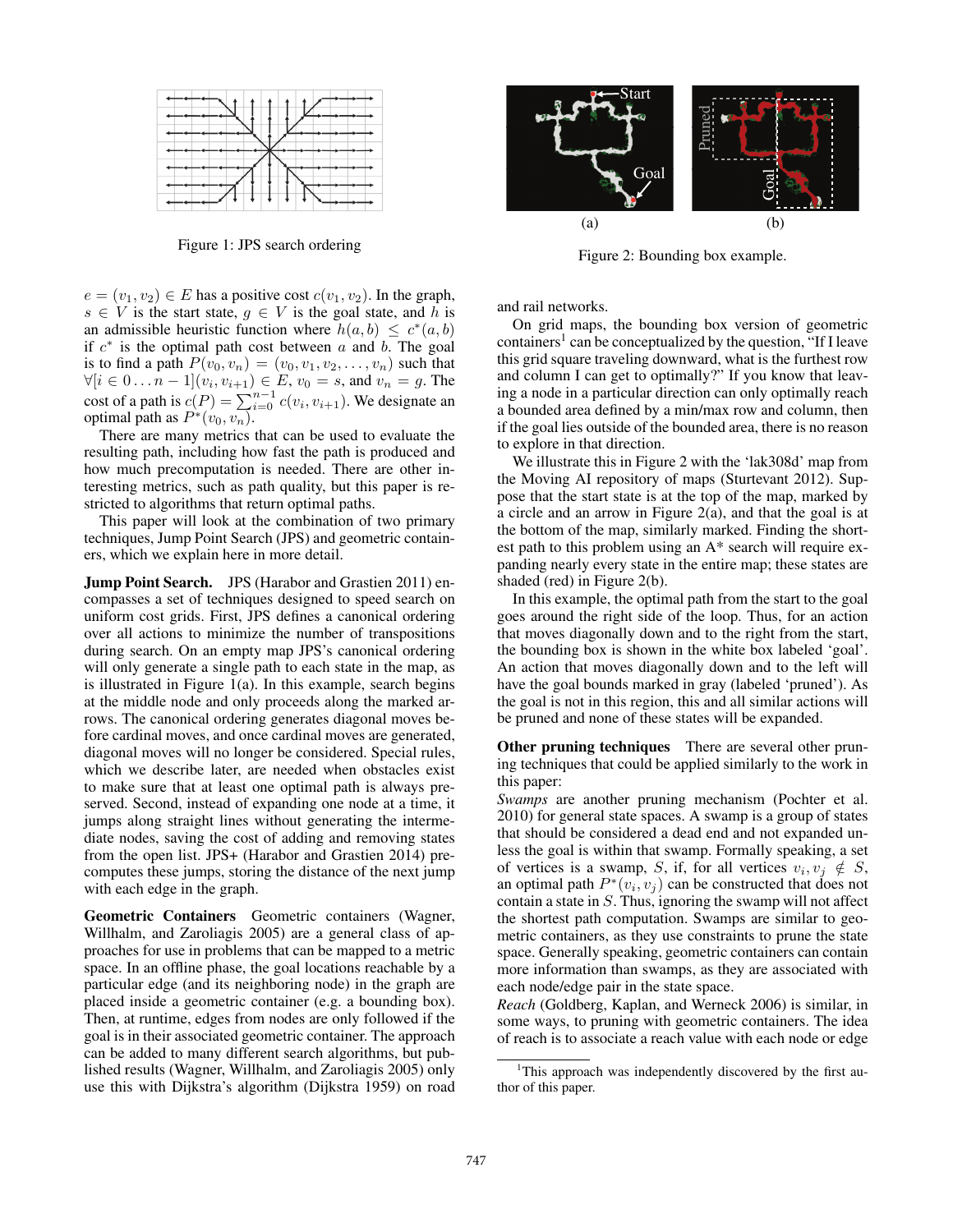Figure 1: JPS search ordering

Figure 2: Bounding box example.

$e = (v_1, v_2) \in E$ has a positive cost $c(v_1, v_2)$. In the graph, $s \in V$ is the start state, $g \in V$ is the goal state, and $h$ is an admissible heuristic function where $h(a, b) \leq c^*(a, b)$ if $c^*$ is the optimal path cost between $a$ and $b$. The goal is to find a path $P(v_0, v_n) = (v_0, v_1, v_2, \ldots, v_n)$ such that $\forall [i \in 0 \ldots n-1](v_i, v_{i+1}) \in E$, $v_0 = s$, and $v_n = g$. The cost of a path is $c(P) = \sum_{i=0}^{n-1} c(v_i, v_{i+1})$. We designate an optimal path as $P^*(v_0, v_n)$.

There are many metrics that can be used to evaluate the resulting path, including how fast the path is produced and how much precomputation is needed. There are other interesting metrics, such as path quality, but this paper is restricted to algorithms that return optimal paths.

This paper will look at the combination of two primary techniques, Jump Point Search (JPS) and geometric containers, which we explain here in more detail.

**Jump Point Search.** JPS (Harabor and Grastien 2011) encompasses a set of techniques designed to speed search on uniform cost grids. First, JPS defines a canonical ordering over all actions to minimize the number of transpositions during search. On an empty map JPS's canonical ordering will only generate a single path to each state in the map, as is illustrated in Figure 1(a). In this example, search begins at the middle node and only proceeds along the marked arrows. The canonical ordering generates diagonal moves before cardinal moves, and once cardinal moves are generated, diagonal moves will no longer be considered. Special rules, which we describe later, are needed when obstacles exist to make sure that at least one optimal path is always preserved. Second, instead of expanding one node at a time, it jumps along straight lines without generating the intermediate nodes, saving the cost of adding and removing states from the open list. JPS+ (Harabor and Grastien 2014) precomputes these jumps, storing the distance of the next jump with each edge in the graph.

**Geometric Containers** Geometric containers (Wagner, Willhalm, and Zaroliagis 2005) are a general class of approaches for use in problems that can be mapped to a metric space. In an offline phase, the goal locations reachable by a particular edge (and its neighboring node) in the graph are placed inside a geometric container (e.g. a bounding box). Then, at runtime, edges from nodes are only followed if the goal is in their associated geometric container. The approach can be added to many different search algorithms, but published results (Wagner, Willhalm, and Zaroliagis 2005) only use this with Dijkstra's algorithm (Dijkstra 1959) on road and rail networks.

On grid maps, the bounding box version of geometric containers[1] can be conceptualized by the question, "If I leave this grid square traveling downward, what is the furthest row and column I can get to optimally?" If you know that leaving a node in a particular direction can only optimally reach a bounded area defined by a min/max row and column, then if the goal lies outside of the bounded area, there is no reason to explore in that direction.

We illustrate this in Figure 2 with the 'lak308d' map from the Moving AI repository of maps (Sturtevant 2012). Suppose that the start state is at the top of the map, marked by a circle and an arrow in Figure 2(a), and that the goal is at the bottom of the map, similarly marked. Finding the shortest path to this problem using an A* search will require expanding nearly every state in the entire map; these states are shaded (red) in Figure 2(b).

In this example, the optimal path from the start to the goal goes around the right side of the loop. Thus, for an action that moves diagonally down and to the right from the start, the bounding box is shown in the white box labeled 'goal'. An action that moves diagonally down and to the left will have the goal bounds marked in gray (labeled 'pruned'). As the goal is not in this region, this and all similar actions will be pruned and none of these states will be expanded.

**Other pruning techniques** There are several other pruning techniques that could be applied similarly to the work in this paper:

*Swamps* are another pruning mechanism (Pochter et al. 2010) for general state spaces. A swamp is a group of states that should be considered a dead end and not expanded unless the goal is within that swamp. Formally speaking, a set of vertices is a swamp, $S$, if, for all vertices $v_i, v_j \notin S$, an optimal path $P^*(v_i, v_j)$ can be constructed that does not contain a state in $S$. Thus, ignoring the swamp will not affect the shortest path computation. Swamps are similar to geometric containers, as they use constraints to prune the state space. Generally speaking, geometric containers can contain more information than swamps, as they are associated with each node/edge pair in the state space.

*Reach* (Goldberg, Kaplan, and Werneck 2006) is similar, in some ways, to pruning with geometric containers. The idea of reach is to associate a reach value with each node or edge

[1] This approach was independently discovered by the first author of this paper.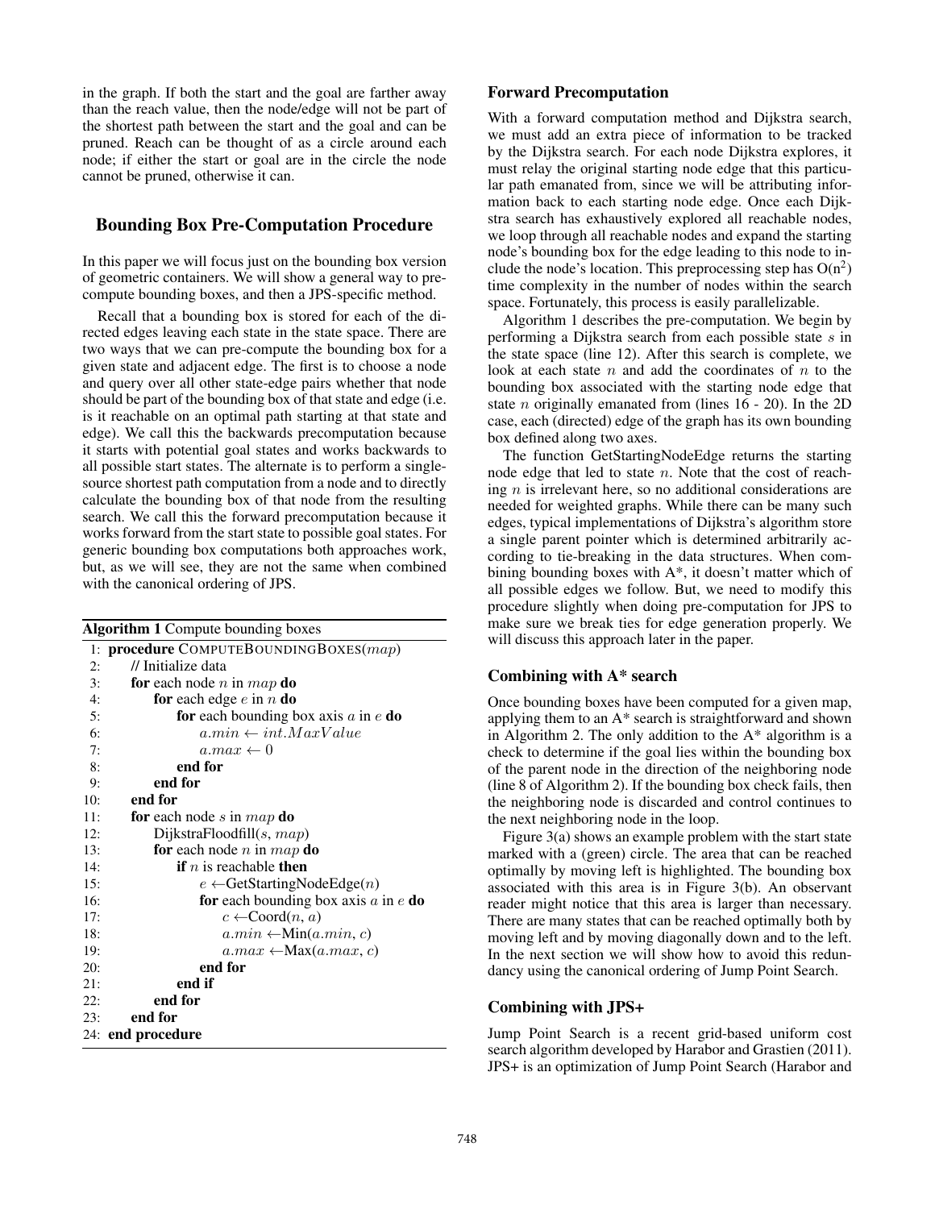in the graph. If both the start and the goal are farther away than the reach value, then the node/edge will not be part of the shortest path between the start and the goal and can be pruned. Reach can be thought of as a circle around each node; if either the start or goal are in the circle the node cannot be pruned, otherwise it can.

## Bounding Box Pre-Computation Procedure

In this paper we will focus just on the bounding box version of geometric containers. We will show a general way to pre-compute bounding boxes, and then a JPS-specific method.

Recall that a bounding box is stored for each of the directed edges leaving each state in the state space. There are two ways that we can pre-compute the bounding box for a given state and adjacent edge. The first is to choose a node and query over all other state-edge pairs whether that node should be part of the bounding box of that state and edge (i.e. is it reachable on an optimal path starting at that state and edge). We call this the backwards precomputation because it starts with potential goal states and works backwards to all possible start states. The alternate is to perform a single-source shortest path computation from a node and to directly calculate the bounding box of that node from the resulting search. We call this the forward precomputation because it works forward from the start state to possible goal states. For generic bounding box computations both approaches work, but, as we will see, they are not the same when combined with the canonical ordering of JPS.

**Algorithm 1** Compute bounding boxes

```
 1: procedure COMPUTEBOUNDINGBOXES(map)
 2:     // Initialize data
 3:     for each node n in map do
 4:         for each edge e in n do
 5:             for each bounding box axis a in e do
 6:                 a.min ← int.MaxValue
 7:                 a.max ← 0
 8:             end for
 9:         end for
10:     end for
11:     for each node s in map do
12:         DijkstraFloodfill(s, map)
13:         for each node n in map do
14:             if n is reachable then
15:                 e ←GetStartingNodeEdge(n)
16:                 for each bounding box axis a in e do
17:                     c ←Coord(n, a)
18:                     a.min ←Min(a.min, c)
19:                     a.max ←Max(a.max, c)
20:                 end for
21:             end if
22:         end for
23:     end for
24: end procedure
```

### Forward Precomputation

With a forward computation method and Dijkstra search, we must add an extra piece of information to be tracked by the Dijkstra search. For each node Dijkstra explores, it must relay the original starting node edge that this particular path emanated from, since we will be attributing information back to each starting node edge. Once each Dijkstra search has exhaustively explored all reachable nodes, we loop through all reachable nodes and expand the starting node's bounding box for the edge leading to this node to include the node's location. This preprocessing step has $O(n^2)$ time complexity in the number of nodes within the search space. Fortunately, this process is easily parallelizable.

Algorithm 1 describes the pre-computation. We begin by performing a Dijkstra search from each possible state $s$ in the state space (line 12). After this search is complete, we look at each state $n$ and add the coordinates of $n$ to the bounding box associated with the starting node edge that state $n$ originally emanated from (lines 16 - 20). In the 2D case, each (directed) edge of the graph has its own bounding box defined along two axes.

The function GetStartingNodeEdge returns the starting node edge that led to state $n$. Note that the cost of reaching $n$ is irrelevant here, so no additional considerations are needed for weighted graphs. While there can be many such edges, typical implementations of Dijkstra's algorithm store a single parent pointer which is determined arbitrarily according to tie-breaking in the data structures. When combining bounding boxes with A*, it doesn't matter which of all possible edges we follow. But, we need to modify this procedure slightly when doing pre-computation for JPS to make sure we break ties for edge generation properly. We will discuss this approach later in the paper.

### Combining with A* search

Once bounding boxes have been computed for a given map, applying them to an A* search is straightforward and shown in Algorithm 2. The only addition to the A* algorithm is a check to determine if the goal lies within the bounding box of the parent node in the direction of the neighboring node (line 8 of Algorithm 2). If the bounding box check fails, then the neighboring node is discarded and control continues to the next neighboring node in the loop.

Figure 3(a) shows an example problem with the start state marked with a (green) circle. The area that can be reached optimally by moving left is highlighted. The bounding box associated with this area is in Figure 3(b). An observant reader might notice that this area is larger than necessary. There are many states that can be reached optimally both by moving left and by moving diagonally down and to the left. In the next section we will show how to avoid this redundancy using the canonical ordering of Jump Point Search.

### Combining with JPS+

Jump Point Search is a recent grid-based uniform cost search algorithm developed by Harabor and Grastien (2011). JPS+ is an optimization of Jump Point Search (Harabor and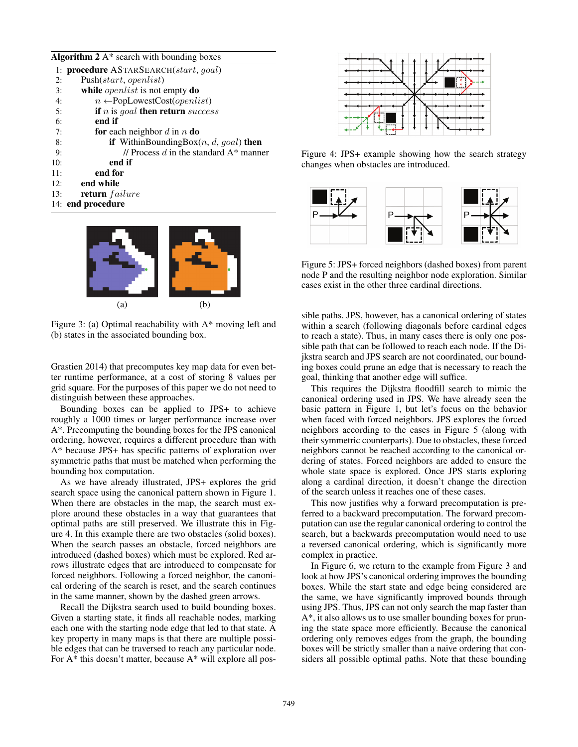**Algorithm 2** A* search with bounding boxes

```
1:  procedure ASTARSEARCH(start, goal)
2:      Push(start, openlist)
3:      while openlist is not empty do
4:          n ←PopLowestCost(openlist)
5:          if n is goal then return success
6:          end if
7:          for each neighbor d in n do
8:              if WithinBoundingBox(n, d, goal) then
9:                  // Process d in the standard A* manner
10:             end if
11:         end for
12:     end while
13:     return failure
14: end procedure
```

Figure 3: (a) Optimal reachability with A* moving left and (b) states in the associated bounding box.

Grastien 2014) that precomputes key map data for even better runtime performance, at a cost of storing 8 values per grid square. For the purposes of this paper we do not need to distinguish between these approaches.

Bounding boxes can be applied to JPS+ to achieve roughly a 1000 times or larger performance increase over A*. Precomputing the bounding boxes for the JPS canonical ordering, however, requires a different procedure than with A* because JPS+ has specific patterns of exploration over symmetric paths that must be matched when performing the bounding box computation.

As we have already illustrated, JPS+ explores the grid search space using the canonical pattern shown in Figure 1. When there are obstacles in the map, the search must explore around these obstacles in a way that guarantees that optimal paths are still preserved. We illustrate this in Figure 4. In this example there are two obstacles (solid boxes). When the search passes an obstacle, forced neighbors are introduced (dashed boxes) which must be explored. Red arrows illustrate edges that are introduced to compensate for forced neighbors. Following a forced neighbor, the canonical ordering of the search is reset, and the search continues in the same manner, shown by the dashed green arrows.

Recall the Dijkstra search used to build bounding boxes. Given a starting state, it finds all reachable nodes, marking each one with the starting node edge that led to that state. A key property in many maps is that there are multiple possible edges that can be traversed to reach any particular node. For A* this doesn't matter, because A* will explore all possible paths. JPS, however, has a canonical ordering of states within a search (following diagonals before cardinal edges to reach a state). Thus, in many cases there is only one possible path that can be followed to reach each node. If the Dijkstra search and JPS search are not coordinated, our bounding boxes could prune an edge that is necessary to reach the goal, thinking that another edge will suffice.

Figure 4: JPS+ example showing how the search strategy changes when obstacles are introduced.

Figure 5: JPS+ forced neighbors (dashed boxes) from parent node P and the resulting neighbor node exploration. Similar cases exist in the other three cardinal directions.

This requires the Dijkstra floodfill search to mimic the canonical ordering used in JPS. We have already seen the basic pattern in Figure 1, but let's focus on the behavior when faced with forced neighbors. JPS explores the forced neighbors according to the cases in Figure 5 (along with their symmetric counterparts). Due to obstacles, these forced neighbors cannot be reached according to the canonical ordering of states. Forced neighbors are added to ensure the whole state space is explored. Once JPS starts exploring along a cardinal direction, it doesn't change the direction of the search unless it reaches one of these cases.

This now justifies why a forward precomputation is preferred to a backward precomputation. The forward precomputation can use the regular canonical ordering to control the search, but a backwards precomputation would need to use a reversed canonical ordering, which is significantly more complex in practice.

In Figure 6, we return to the example from Figure 3 and look at how JPS's canonical ordering improves the bounding boxes. While the start state and edge being considered are the same, we have significantly improved bounds through using JPS. Thus, JPS can not only search the map faster than A*, it also allows us to use smaller bounding boxes for pruning the state space more efficiently. Because the canonical ordering only removes edges from the graph, the bounding boxes will be strictly smaller than a naive ordering that considers all possible optimal paths. Note that these bounding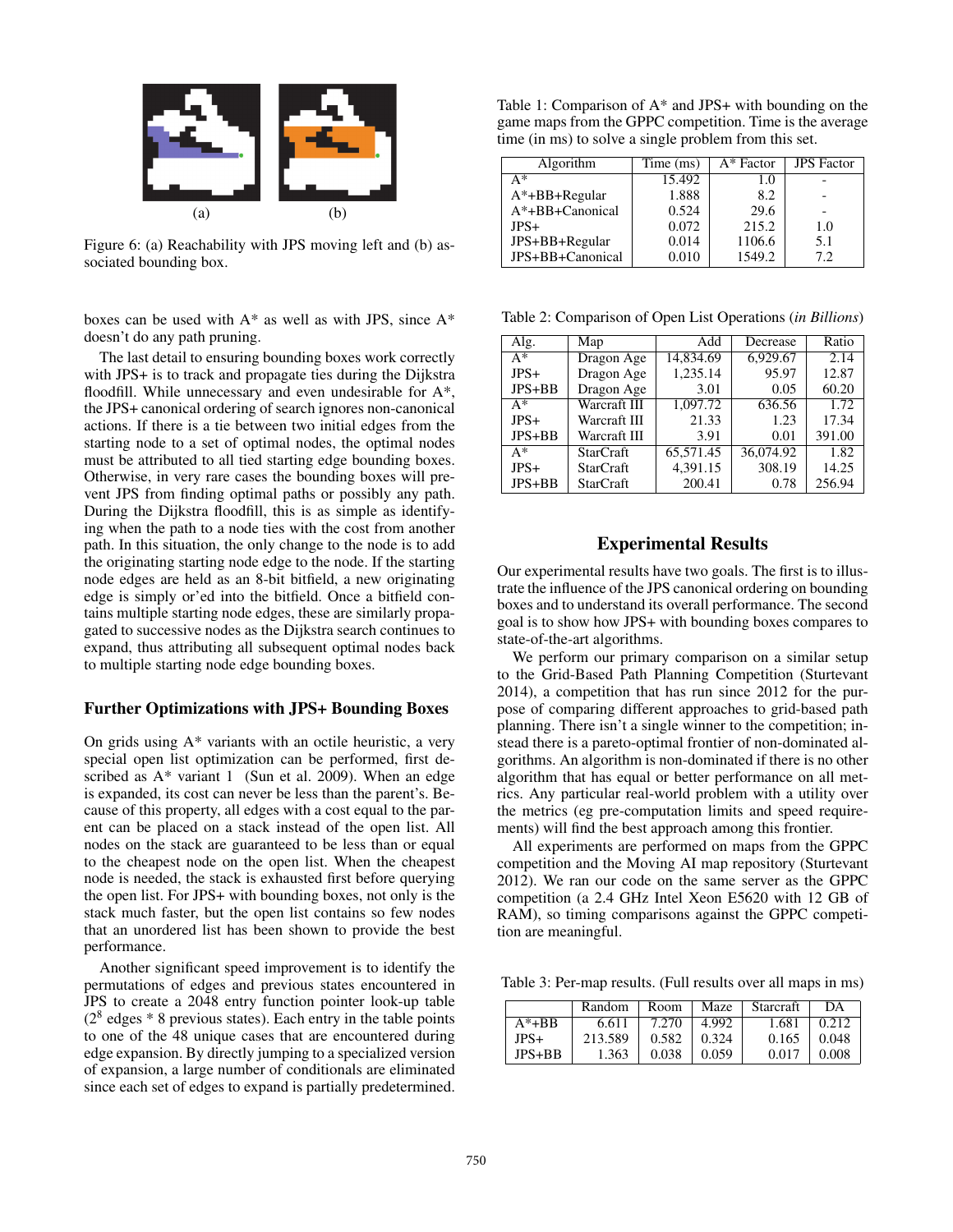Figure 6: (a) Reachability with JPS moving left and (b) associated bounding box.

boxes can be used with A* as well as with JPS, since A* doesn't do any path pruning.

The last detail to ensuring bounding boxes work correctly with JPS+ is to track and propagate ties during the Dijkstra floodfill. While unnecessary and even undesirable for A*, the JPS+ canonical ordering of search ignores non-canonical actions. If there is a tie between two initial edges from the starting node to a set of optimal nodes, the optimal nodes must be attributed to all tied starting edge bounding boxes. Otherwise, in very rare cases the bounding boxes will prevent JPS from finding optimal paths or possibly any path. During the Dijkstra floodfill, this is as simple as identifying when the path to a node ties with the cost from another path. In this situation, the only change to the node is to add the originating starting node edge to the node. If the starting node edges are held as an 8-bit bitfield, a new originating edge is simply or'ed into the bitfield. Once a bitfield contains multiple starting node edges, these are similarly propagated to successive nodes as the Dijkstra search continues to expand, thus attributing all subsequent optimal nodes back to multiple starting node edge bounding boxes.

### Further Optimizations with JPS+ Bounding Boxes

On grids using A* variants with an octile heuristic, a very special open list optimization can be performed, first described as A* variant 1 (Sun et al. 2009). When an edge is expanded, its cost can never be less than the parent's. Because of this property, all edges with a cost equal to the parent can be placed on a stack instead of the open list. All nodes on the stack are guaranteed to be less than or equal to the cheapest node on the open list. When the cheapest node is needed, the stack is exhausted first before querying the open list. For JPS+ with bounding boxes, not only is the stack much faster, but the open list contains so few nodes that an unordered list has been shown to provide the best performance.

Another significant speed improvement is to identify the permutations of edges and previous states encountered in JPS to create a 2048 entry function pointer look-up table ($2^8$ edges * 8 previous states). Each entry in the table points to one of the 48 unique cases that are encountered during edge expansion. By directly jumping to a specialized version of expansion, a large number of conditionals are eliminated since each set of edges to expand is partially predetermined.

Table 1: Comparison of A* and JPS+ with bounding on the game maps from the GPPC competition. Time is the average time (in ms) to solve a single problem from this set.

| Algorithm | Time (ms) | A* Factor | JPS Factor |
|---|---|---|---|
| A* | 15.492 | 1.0 | - |
| A*+BB+Regular | 1.888 | 8.2 | - |
| A*+BB+Canonical | 0.524 | 29.6 | - |
| JPS+ | 0.072 | 215.2 | 1.0 |
| JPS+BB+Regular | 0.014 | 1106.6 | 5.1 |
| JPS+BB+Canonical | 0.010 | 1549.2 | 7.2 |

Table 2: Comparison of Open List Operations (*in Billions*)

| Alg. | Map | Add | Decrease | Ratio |
|---|---|---|---|---|
| A* | Dragon Age | 14,834.69 | 6,929.67 | 2.14 |
| JPS+ | Dragon Age | 1,235.14 | 95.97 | 12.87 |
| JPS+BB | Dragon Age | 3.01 | 0.05 | 60.20 |
| A* | Warcraft III | 1,097.72 | 636.56 | 1.72 |
| JPS+ | Warcraft III | 21.33 | 1.23 | 17.34 |
| JPS+BB | Warcraft III | 3.91 | 0.01 | 391.00 |
| A* | StarCraft | 65,571.45 | 36,074.92 | 1.82 |
| JPS+ | StarCraft | 4,391.15 | 308.19 | 14.25 |
| JPS+BB | StarCraft | 200.41 | 0.78 | 256.94 |

## Experimental Results

Our experimental results have two goals. The first is to illustrate the influence of the JPS canonical ordering on bounding boxes and to understand its overall performance. The second goal is to show how JPS+ with bounding boxes compares to state-of-the-art algorithms.

We perform our primary comparison on a similar setup to the Grid-Based Path Planning Competition (Sturtevant 2014), a competition that has run since 2012 for the purpose of comparing different approaches to grid-based path planning. There isn't a single winner to the competition; instead there is a pareto-optimal frontier of non-dominated algorithms. An algorithm is non-dominated if there is no other algorithm that has equal or better performance on all metrics. Any particular real-world problem with a utility over the metrics (eg pre-computation limits and speed requirements) will find the best approach among this frontier.

All experiments are performed on maps from the GPPC competition and the Moving AI map repository (Sturtevant 2012). We ran our code on the same server as the GPPC competition (a 2.4 GHz Intel Xeon E5620 with 12 GB of RAM), so timing comparisons against the GPPC competition are meaningful.

Table 3: Per-map results. (Full results over all maps in ms)

| | Random | Room | Maze | Starcraft | DA |
|---|---|---|---|---|---|
| A*+BB | 6.611 | 7.270 | 4.992 | 1.681 | 0.212 |
| JPS+ | 213.589 | 0.582 | 0.324 | 0.165 | 0.048 |
| JPS+BB | 1.363 | 0.038 | 0.059 | 0.017 | 0.008 |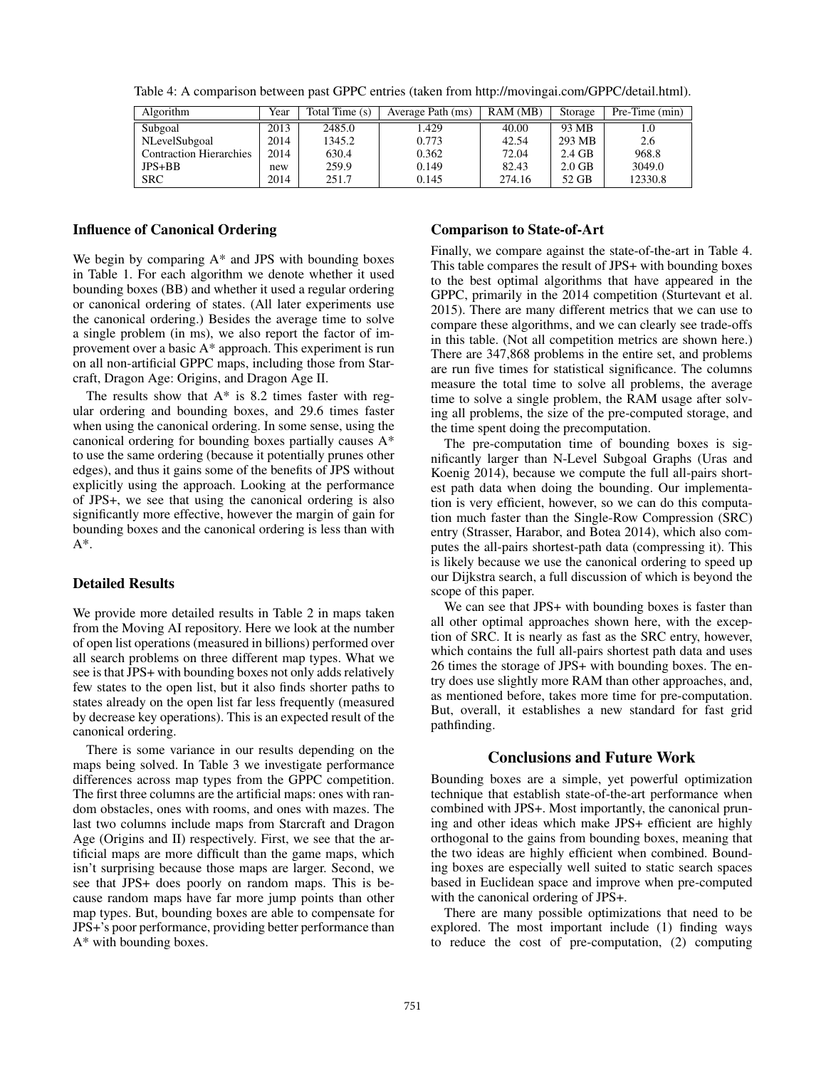Table 4: A comparison between past GPPC entries (taken from http://movingai.com/GPPC/detail.html).

| Algorithm | Year | Total Time (s) | Average Path (ms) | RAM (MB) | Storage | Pre-Time (min) |
|---|---|---|---|---|---|---|
| Subgoal | 2013 | 2485.0 | 1.429 | 40.00 | 93 MB | 1.0 |
| NLevelSubgoal | 2014 | 1345.2 | 0.773 | 42.54 | 293 MB | 2.6 |
| Contraction Hierarchies | 2014 | 630.4 | 0.362 | 72.04 | 2.4 GB | 968.8 |
| JPS+BB | new | 259.9 | 0.149 | 82.43 | 2.0 GB | 3049.0 |
| SRC | 2014 | 251.7 | 0.145 | 274.16 | 52 GB | 12330.8 |

### Influence of Canonical Ordering

We begin by comparing A* and JPS with bounding boxes in Table 1. For each algorithm we denote whether it used bounding boxes (BB) and whether it used a regular ordering or canonical ordering of states. (All later experiments use the canonical ordering.) Besides the average time to solve a single problem (in ms), we also report the factor of improvement over a basic A* approach. This experiment is run on all non-artificial GPPC maps, including those from Starcraft, Dragon Age: Origins, and Dragon Age II.

The results show that A* is 8.2 times faster with regular ordering and bounding boxes, and 29.6 times faster when using the canonical ordering. In some sense, using the canonical ordering for bounding boxes partially causes A* to use the same ordering (because it potentially prunes other edges), and thus it gains some of the benefits of JPS without explicitly using the approach. Looking at the performance of JPS+, we see that using the canonical ordering is also significantly more effective, however the margin of gain for bounding boxes and the canonical ordering is less than with A*.

### Detailed Results

We provide more detailed results in Table 2 in maps taken from the Moving AI repository. Here we look at the number of open list operations (measured in billions) performed over all search problems on three different map types. What we see is that JPS+ with bounding boxes not only adds relatively few states to the open list, but it also finds shorter paths to states already on the open list far less frequently (measured by decrease key operations). This is an expected result of the canonical ordering.

There is some variance in our results depending on the maps being solved. In Table 3 we investigate performance differences across map types from the GPPC competition. The first three columns are the artificial maps: ones with random obstacles, ones with rooms, and ones with mazes. The last two columns include maps from Starcraft and Dragon Age (Origins and II) respectively. First, we see that the artificial maps are more difficult than the game maps, which isn't surprising because those maps are larger. Second, we see that JPS+ does poorly on random maps. This is because random maps have far more jump points than other map types. But, bounding boxes are able to compensate for JPS+'s poor performance, providing better performance than A* with bounding boxes.

### Comparison to State-of-Art

Finally, we compare against the state-of-the-art in Table 4. This table compares the result of JPS+ with bounding boxes to the best optimal algorithms that have appeared in the GPPC, primarily in the 2014 competition (Sturtevant et al. 2015). There are many different metrics that we can use to compare these algorithms, and we can clearly see trade-offs in this table. (Not all competition metrics are shown here.) There are 347,868 problems in the entire set, and problems are run five times for statistical significance. The columns measure the total time to solve all problems, the average time to solve a single problem, the RAM usage after solving all problems, the size of the pre-computed storage, and the time spent doing the precomputation.

The pre-computation time of bounding boxes is significantly larger than N-Level Subgoal Graphs (Uras and Koenig 2014), because we compute the full all-pairs shortest path data when doing the bounding. Our implementation is very efficient, however, so we can do this computation much faster than the Single-Row Compression (SRC) entry (Strasser, Harabor, and Botea 2014), which also computes the all-pairs shortest-path data (compressing it). This is likely because we use the canonical ordering to speed up our Dijkstra search, a full discussion of which is beyond the scope of this paper.

We can see that JPS+ with bounding boxes is faster than all other optimal approaches shown here, with the exception of SRC. It is nearly as fast as the SRC entry, however, which contains the full all-pairs shortest path data and uses 26 times the storage of JPS+ with bounding boxes. The entry does use slightly more RAM than other approaches, and, as mentioned before, takes more time for pre-computation. But, overall, it establishes a new standard for fast grid pathfinding.

## Conclusions and Future Work

Bounding boxes are a simple, yet powerful optimization technique that establish state-of-the-art performance when combined with JPS+. Most importantly, the canonical pruning and other ideas which make JPS+ efficient are highly orthogonal to the gains from bounding boxes, meaning that the two ideas are highly efficient when combined. Bounding boxes are especially well suited to static search spaces based in Euclidean space and improve when pre-computed with the canonical ordering of JPS+.

There are many possible optimizations that need to be explored. The most important include (1) finding ways to reduce the cost of pre-computation, (2) computing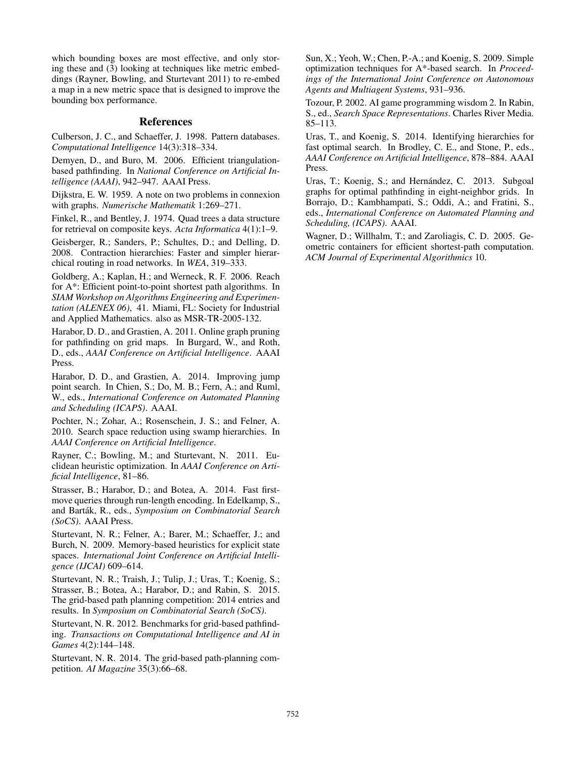which bounding boxes are most effective, and only storing these and (3) looking at techniques like metric embeddings (Rayner, Bowling, and Sturtevant 2011) to re-embed a map in a new metric space that is designed to improve the bounding box performance.

## References

Culberson, J. C., and Schaeffer, J. 1998. Pattern databases. *Computational Intelligence* 14(3):318–334.

Demyen, D., and Buro, M. 2006. Efficient triangulation-based pathfinding. In *National Conference on Artificial Intelligence (AAAI)*, 942–947. AAAI Press.

Dijkstra, E. W. 1959. A note on two problems in connexion with graphs. *Numerische Mathematik* 1:269–271.

Finkel, R., and Bentley, J. 1974. Quad trees a data structure for retrieval on composite keys. *Acta Informatica* 4(1):1–9.

Geisberger, R.; Sanders, P.; Schultes, D.; and Delling, D. 2008. Contraction hierarchies: Faster and simpler hierarchical routing in road networks. In *WEA*, 319–333.

Goldberg, A.; Kaplan, H.; and Werneck, R. F. 2006. Reach for A*: Efficient point-to-point shortest path algorithms. In *SIAM Workshop on Algorithms Engineering and Experimentation (ALENEX 06)*, 41. Miami, FL: Society for Industrial and Applied Mathematics. also as MSR-TR-2005-132.

Harabor, D. D., and Grastien, A. 2011. Online graph pruning for pathfinding on grid maps. In Burgard, W., and Roth, D., eds., *AAAI Conference on Artificial Intelligence*. AAAI Press.

Harabor, D. D., and Grastien, A. 2014. Improving jump point search. In Chien, S.; Do, M. B.; Fern, A.; and Ruml, W., eds., *International Conference on Automated Planning and Scheduling (ICAPS)*. AAAI.

Pochter, N.; Zohar, A.; Rosenschein, J. S.; and Felner, A. 2010. Search space reduction using swamp hierarchies. In *AAAI Conference on Artificial Intelligence*.

Rayner, C.; Bowling, M.; and Sturtevant, N. 2011. Euclidean heuristic optimization. In *AAAI Conference on Artificial Intelligence*, 81–86.

Strasser, B.; Harabor, D.; and Botea, A. 2014. Fast first-move queries through run-length encoding. In Edelkamp, S., and Barták, R., eds., *Symposium on Combinatorial Search (SoCS)*. AAAI Press.

Sturtevant, N. R.; Felner, A.; Barer, M.; Schaeffer, J.; and Burch, N. 2009. Memory-based heuristics for explicit state spaces. *International Joint Conference on Artificial Intelligence (IJCAI)* 609–614.

Sturtevant, N. R.; Traish, J.; Tulip, J.; Uras, T.; Koenig, S.; Strasser, B.; Botea, A.; Harabor, D.; and Rabin, S. 2015. The grid-based path planning competition: 2014 entries and results. In *Symposium on Combinatorial Search (SoCS)*.

Sturtevant, N. R. 2012. Benchmarks for grid-based pathfinding. *Transactions on Computational Intelligence and AI in Games* 4(2):144–148.

Sturtevant, N. R. 2014. The grid-based path-planning competition. *AI Magazine* 35(3):66–68.

Sun, X.; Yeoh, W.; Chen, P.-A.; and Koenig, S. 2009. Simple optimization techniques for A*-based search. In *Proceedings of the International Joint Conference on Autonomous Agents and Multiagent Systems*, 931–936.

Tozour, P. 2002. AI game programming wisdom 2. In Rabin, S., ed., *Search Space Representations*. Charles River Media. 85–113.

Uras, T., and Koenig, S. 2014. Identifying hierarchies for fast optimal search. In Brodley, C. E., and Stone, P., eds., *AAAI Conference on Artificial Intelligence*, 878–884. AAAI Press.

Uras, T.; Koenig, S.; and Hernández, C. 2013. Subgoal graphs for optimal pathfinding in eight-neighbor grids. In Borrajo, D.; Kambhampati, S.; Oddi, A.; and Fratini, S., eds., *International Conference on Automated Planning and Scheduling, (ICAPS)*. AAAI.

Wagner, D.; Willhalm, T.; and Zaroliagis, C. D. 2005. Geometric containers for efficient shortest-path computation. *ACM Journal of Experimental Algorithmics* 10.